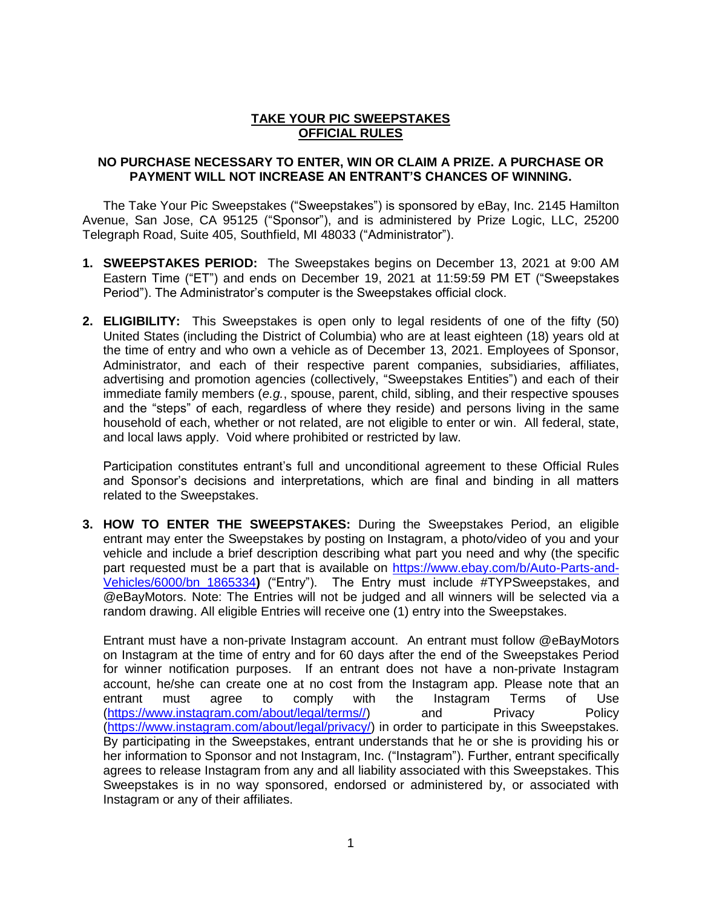# TAKE YOUR PIC SWEEPSTAKES
# OFFICIAL RULES

**NO PURCHASE NECESSARY TO ENTER, WIN OR CLAIM A PRIZE. A PURCHASE OR PAYMENT WILL NOT INCREASE AN ENTRANT'S CHANCES OF WINNING.**

The Take Your Pic Sweepstakes ("Sweepstakes") is sponsored by eBay, Inc. 2145 Hamilton Avenue, San Jose, CA 95125 ("Sponsor"), and is administered by Prize Logic, LLC, 25200 Telegraph Road, Suite 405, Southfield, MI 48033 ("Administrator").

1. **SWEEPSTAKES PERIOD:** The Sweepstakes begins on December 13, 2021 at 9:00 AM Eastern Time ("ET") and ends on December 19, 2021 at 11:59:59 PM ET ("Sweepstakes Period"). The Administrator's computer is the Sweepstakes official clock.

2. **ELIGIBILITY:** This Sweepstakes is open only to legal residents of one of the fifty (50) United States (including the District of Columbia) who are at least eighteen (18) years old at the time of entry and who own a vehicle as of December 13, 2021. Employees of Sponsor, Administrator, and each of their respective parent companies, subsidiaries, affiliates, advertising and promotion agencies (collectively, "Sweepstakes Entities") and each of their immediate family members (*e.g.*, spouse, parent, child, sibling, and their respective spouses and the "steps" of each, regardless of where they reside) and persons living in the same household of each, whether or not related, are not eligible to enter or win. All federal, state, and local laws apply. Void where prohibited or restricted by law.

   Participation constitutes entrant's full and unconditional agreement to these Official Rules and Sponsor's decisions and interpretations, which are final and binding in all matters related to the Sweepstakes.

3. **HOW TO ENTER THE SWEEPSTAKES:** During the Sweepstakes Period, an eligible entrant may enter the Sweepstakes by posting on Instagram, a photo/video of you and your vehicle and include a brief description describing what part you need and why (the specific part requested must be a part that is available on [https://www.ebay.com/b/Auto-Parts-and-Vehicles/6000/bn_1865334](https://www.ebay.com/b/Auto-Parts-and-Vehicles/6000/bn_1865334)**)** ("Entry"). The Entry must include #TYPSweepstakes, and @eBayMotors. Note: The Entries will not be judged and all winners will be selected via a random drawing. All eligible Entries will receive one (1) entry into the Sweepstakes.

   Entrant must have a non-private Instagram account. An entrant must follow @eBayMotors on Instagram at the time of entry and for 60 days after the end of the Sweepstakes Period for winner notification purposes. If an entrant does not have a non-private Instagram account, he/she can create one at no cost from the Instagram app. Please note that an entrant must agree to comply with the Instagram Terms of Use ([https://www.instagram.com/about/legal/terms//](https://www.instagram.com/about/legal/terms//)) and Privacy Policy ([https://www.instagram.com/about/legal/privacy/](https://www.instagram.com/about/legal/privacy/)) in order to participate in this Sweepstakes. By participating in the Sweepstakes, entrant understands that he or she is providing his or her information to Sponsor and not Instagram, Inc. ("Instagram"). Further, entrant specifically agrees to release Instagram from any and all liability associated with this Sweepstakes. This Sweepstakes is in no way sponsored, endorsed or administered by, or associated with Instagram or any of their affiliates.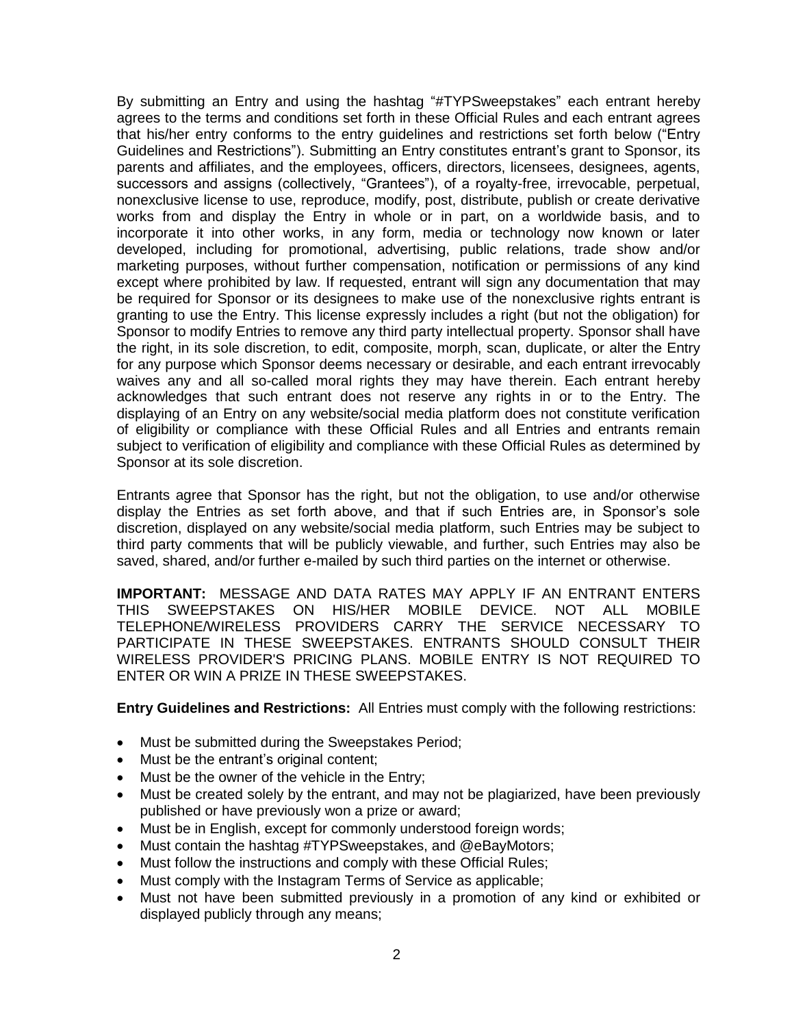By submitting an Entry and using the hashtag "#TYPSweepstakes" each entrant hereby agrees to the terms and conditions set forth in these Official Rules and each entrant agrees that his/her entry conforms to the entry guidelines and restrictions set forth below ("Entry Guidelines and Restrictions"). Submitting an Entry constitutes entrant's grant to Sponsor, its parents and affiliates, and the employees, officers, directors, licensees, designees, agents, successors and assigns (collectively, "Grantees"), of a royalty-free, irrevocable, perpetual, nonexclusive license to use, reproduce, modify, post, distribute, publish or create derivative works from and display the Entry in whole or in part, on a worldwide basis, and to incorporate it into other works, in any form, media or technology now known or later developed, including for promotional, advertising, public relations, trade show and/or marketing purposes, without further compensation, notification or permissions of any kind except where prohibited by law. If requested, entrant will sign any documentation that may be required for Sponsor or its designees to make use of the nonexclusive rights entrant is granting to use the Entry. This license expressly includes a right (but not the obligation) for Sponsor to modify Entries to remove any third party intellectual property. Sponsor shall have the right, in its sole discretion, to edit, composite, morph, scan, duplicate, or alter the Entry for any purpose which Sponsor deems necessary or desirable, and each entrant irrevocably waives any and all so-called moral rights they may have therein. Each entrant hereby acknowledges that such entrant does not reserve any rights in or to the Entry. The displaying of an Entry on any website/social media platform does not constitute verification of eligibility or compliance with these Official Rules and all Entries and entrants remain subject to verification of eligibility and compliance with these Official Rules as determined by Sponsor at its sole discretion.

Entrants agree that Sponsor has the right, but not the obligation, to use and/or otherwise display the Entries as set forth above, and that if such Entries are, in Sponsor's sole discretion, displayed on any website/social media platform, such Entries may be subject to third party comments that will be publicly viewable, and further, such Entries may also be saved, shared, and/or further e-mailed by such third parties on the internet or otherwise.

**IMPORTANT:** MESSAGE AND DATA RATES MAY APPLY IF AN ENTRANT ENTERS THIS SWEEPSTAKES ON HIS/HER MOBILE DEVICE. NOT ALL MOBILE TELEPHONE/WIRELESS PROVIDERS CARRY THE SERVICE NECESSARY TO PARTICIPATE IN THESE SWEEPSTAKES. ENTRANTS SHOULD CONSULT THEIR WIRELESS PROVIDER'S PRICING PLANS. MOBILE ENTRY IS NOT REQUIRED TO ENTER OR WIN A PRIZE IN THESE SWEEPSTAKES.

**Entry Guidelines and Restrictions:** All Entries must comply with the following restrictions:

- Must be submitted during the Sweepstakes Period;
- Must be the entrant's original content;
- Must be the owner of the vehicle in the Entry;
- Must be created solely by the entrant, and may not be plagiarized, have been previously published or have previously won a prize or award;
- Must be in English, except for commonly understood foreign words;
- Must contain the hashtag #TYPSweepstakes, and @eBayMotors;
- Must follow the instructions and comply with these Official Rules;
- Must comply with the Instagram Terms of Service as applicable;
- Must not have been submitted previously in a promotion of any kind or exhibited or displayed publicly through any means;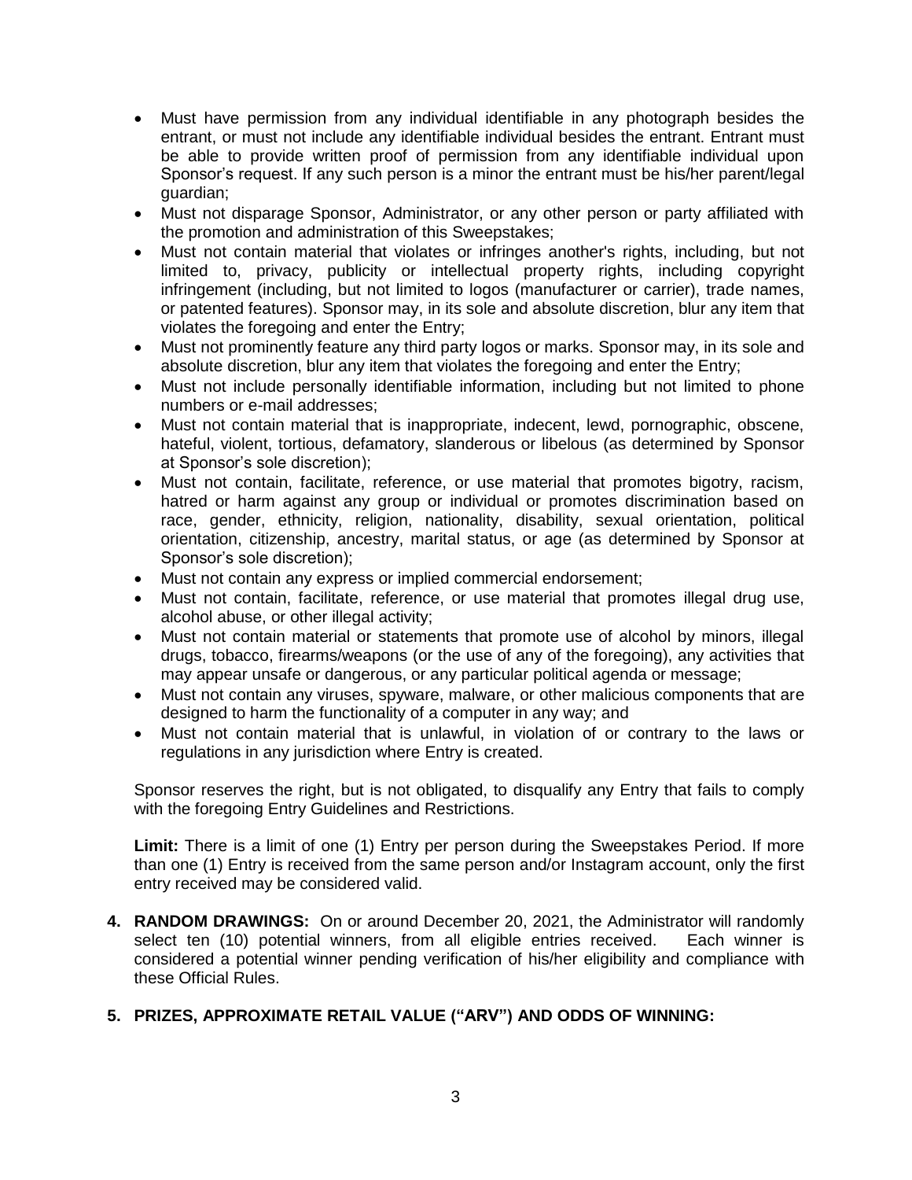- Must have permission from any individual identifiable in any photograph besides the entrant, or must not include any identifiable individual besides the entrant. Entrant must be able to provide written proof of permission from any identifiable individual upon Sponsor's request. If any such person is a minor the entrant must be his/her parent/legal guardian;
- Must not disparage Sponsor, Administrator, or any other person or party affiliated with the promotion and administration of this Sweepstakes;
- Must not contain material that violates or infringes another's rights, including, but not limited to, privacy, publicity or intellectual property rights, including copyright infringement (including, but not limited to logos (manufacturer or carrier), trade names, or patented features). Sponsor may, in its sole and absolute discretion, blur any item that violates the foregoing and enter the Entry;
- Must not prominently feature any third party logos or marks. Sponsor may, in its sole and absolute discretion, blur any item that violates the foregoing and enter the Entry;
- Must not include personally identifiable information, including but not limited to phone numbers or e-mail addresses;
- Must not contain material that is inappropriate, indecent, lewd, pornographic, obscene, hateful, violent, tortious, defamatory, slanderous or libelous (as determined by Sponsor at Sponsor's sole discretion);
- Must not contain, facilitate, reference, or use material that promotes bigotry, racism, hatred or harm against any group or individual or promotes discrimination based on race, gender, ethnicity, religion, nationality, disability, sexual orientation, political orientation, citizenship, ancestry, marital status, or age (as determined by Sponsor at Sponsor's sole discretion);
- Must not contain any express or implied commercial endorsement;
- Must not contain, facilitate, reference, or use material that promotes illegal drug use, alcohol abuse, or other illegal activity;
- Must not contain material or statements that promote use of alcohol by minors, illegal drugs, tobacco, firearms/weapons (or the use of any of the foregoing), any activities that may appear unsafe or dangerous, or any particular political agenda or message;
- Must not contain any viruses, spyware, malware, or other malicious components that are designed to harm the functionality of a computer in any way; and
- Must not contain material that is unlawful, in violation of or contrary to the laws or regulations in any jurisdiction where Entry is created.

Sponsor reserves the right, but is not obligated, to disqualify any Entry that fails to comply with the foregoing Entry Guidelines and Restrictions.

**Limit:** There is a limit of one (1) Entry per person during the Sweepstakes Period. If more than one (1) Entry is received from the same person and/or Instagram account, only the first entry received may be considered valid.

4. **RANDOM DRAWINGS:** On or around December 20, 2021, the Administrator will randomly select ten (10) potential winners, from all eligible entries received. Each winner is considered a potential winner pending verification of his/her eligibility and compliance with these Official Rules.

5. **PRIZES, APPROXIMATE RETAIL VALUE ("ARV") AND ODDS OF WINNING:**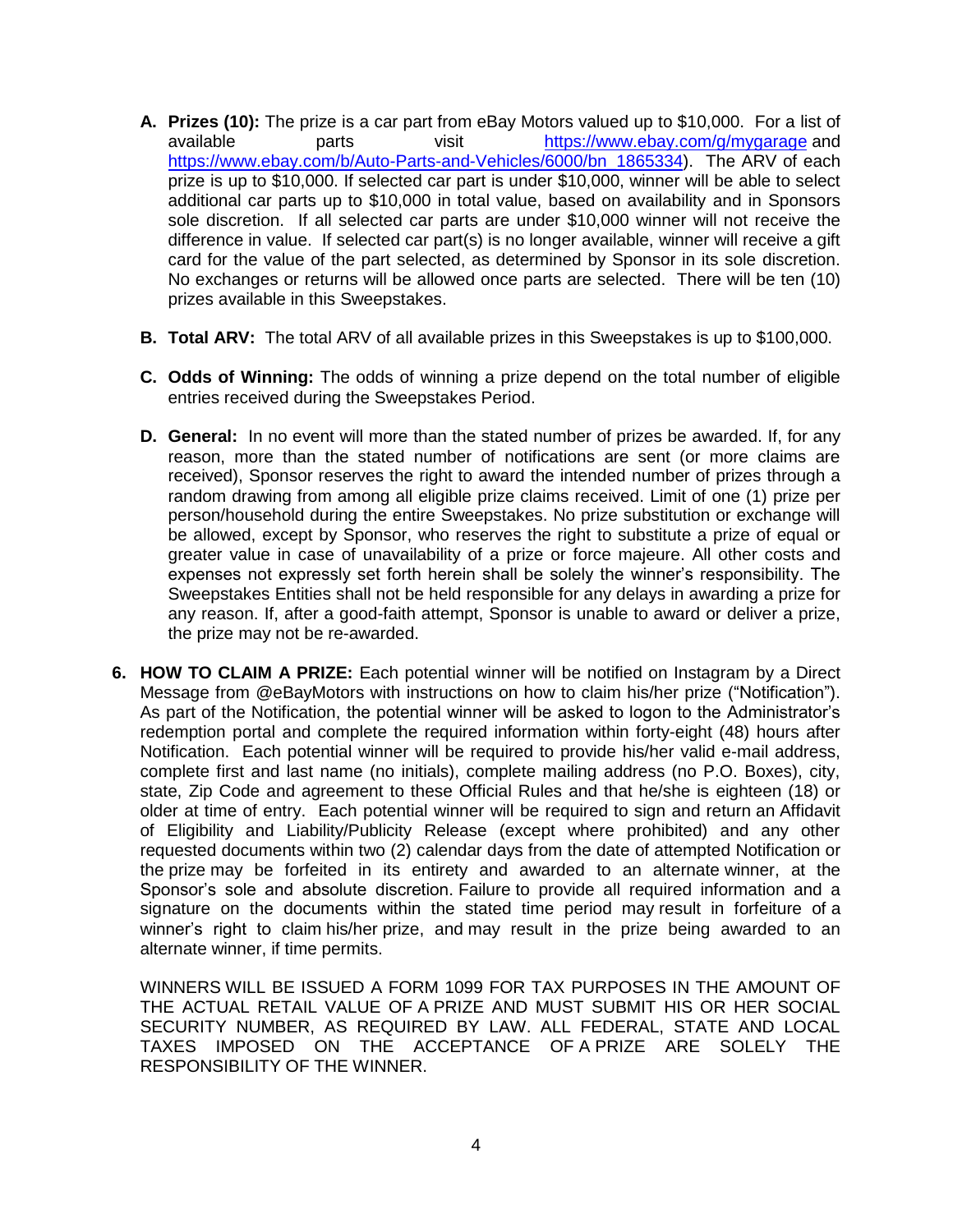A. **Prizes (10):** The prize is a car part from eBay Motors valued up to $10,000. For a list of available parts visit https://www.ebay.com/g/mygarage and https://www.ebay.com/b/Auto-Parts-and-Vehicles/6000/bn_1865334). The ARV of each prize is up to $10,000. If selected car part is under $10,000, winner will be able to select additional car parts up to $10,000 in total value, based on availability and in Sponsors sole discretion. If all selected car parts are under $10,000 winner will not receive the difference in value. If selected car part(s) is no longer available, winner will receive a gift card for the value of the part selected, as determined by Sponsor in its sole discretion. No exchanges or returns will be allowed once parts are selected. There will be ten (10) prizes available in this Sweepstakes.

B. **Total ARV:** The total ARV of all available prizes in this Sweepstakes is up to $100,000.

C. **Odds of Winning:** The odds of winning a prize depend on the total number of eligible entries received during the Sweepstakes Period.

D. **General:** In no event will more than the stated number of prizes be awarded. If, for any reason, more than the stated number of notifications are sent (or more claims are received), Sponsor reserves the right to award the intended number of prizes through a random drawing from among all eligible prize claims received. Limit of one (1) prize per person/household during the entire Sweepstakes. No prize substitution or exchange will be allowed, except by Sponsor, who reserves the right to substitute a prize of equal or greater value in case of unavailability of a prize or force majeure. All other costs and expenses not expressly set forth herein shall be solely the winner's responsibility. The Sweepstakes Entities shall not be held responsible for any delays in awarding a prize for any reason. If, after a good-faith attempt, Sponsor is unable to award or deliver a prize, the prize may not be re-awarded.

6. **HOW TO CLAIM A PRIZE:** Each potential winner will be notified on Instagram by a Direct Message from @eBayMotors with instructions on how to claim his/her prize ("Notification"). As part of the Notification, the potential winner will be asked to logon to the Administrator's redemption portal and complete the required information within forty-eight (48) hours after Notification. Each potential winner will be required to provide his/her valid e-mail address, complete first and last name (no initials), complete mailing address (no P.O. Boxes), city, state, Zip Code and agreement to these Official Rules and that he/she is eighteen (18) or older at time of entry. Each potential winner will be required to sign and return an Affidavit of Eligibility and Liability/Publicity Release (except where prohibited) and any other requested documents within two (2) calendar days from the date of attempted Notification or the prize may be forfeited in its entirety and awarded to an alternate winner, at the Sponsor's sole and absolute discretion. Failure to provide all required information and a signature on the documents within the stated time period may result in forfeiture of a winner's right to claim his/her prize, and may result in the prize being awarded to an alternate winner, if time permits.

   WINNERS WILL BE ISSUED A FORM 1099 FOR TAX PURPOSES IN THE AMOUNT OF THE ACTUAL RETAIL VALUE OF A PRIZE AND MUST SUBMIT HIS OR HER SOCIAL SECURITY NUMBER, AS REQUIRED BY LAW. ALL FEDERAL, STATE AND LOCAL TAXES IMPOSED ON THE ACCEPTANCE OF A PRIZE ARE SOLELY THE RESPONSIBILITY OF THE WINNER.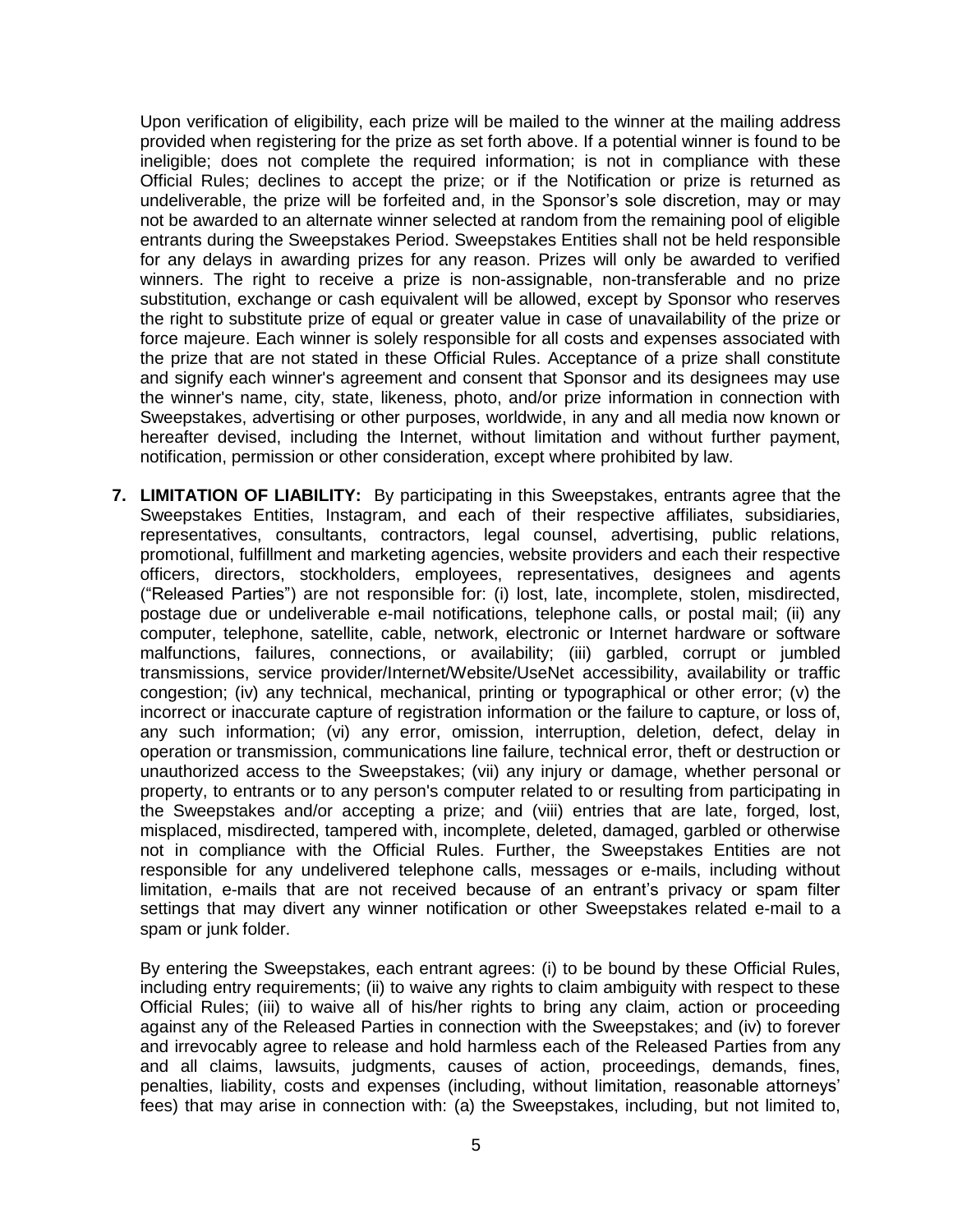Upon verification of eligibility, each prize will be mailed to the winner at the mailing address provided when registering for the prize as set forth above. If a potential winner is found to be ineligible; does not complete the required information; is not in compliance with these Official Rules; declines to accept the prize; or if the Notification or prize is returned as undeliverable, the prize will be forfeited and, in the Sponsor's sole discretion, may or may not be awarded to an alternate winner selected at random from the remaining pool of eligible entrants during the Sweepstakes Period. Sweepstakes Entities shall not be held responsible for any delays in awarding prizes for any reason. Prizes will only be awarded to verified winners. The right to receive a prize is non-assignable, non-transferable and no prize substitution, exchange or cash equivalent will be allowed, except by Sponsor who reserves the right to substitute prize of equal or greater value in case of unavailability of the prize or force majeure. Each winner is solely responsible for all costs and expenses associated with the prize that are not stated in these Official Rules. Acceptance of a prize shall constitute and signify each winner's agreement and consent that Sponsor and its designees may use the winner's name, city, state, likeness, photo, and/or prize information in connection with Sweepstakes, advertising or other purposes, worldwide, in any and all media now known or hereafter devised, including the Internet, without limitation and without further payment, notification, permission or other consideration, except where prohibited by law.

7. **LIMITATION OF LIABILITY:** By participating in this Sweepstakes, entrants agree that the Sweepstakes Entities, Instagram, and each of their respective affiliates, subsidiaries, representatives, consultants, contractors, legal counsel, advertising, public relations, promotional, fulfillment and marketing agencies, website providers and each their respective officers, directors, stockholders, employees, representatives, designees and agents ("Released Parties") are not responsible for: (i) lost, late, incomplete, stolen, misdirected, postage due or undeliverable e-mail notifications, telephone calls, or postal mail; (ii) any computer, telephone, satellite, cable, network, electronic or Internet hardware or software malfunctions, failures, connections, or availability; (iii) garbled, corrupt or jumbled transmissions, service provider/Internet/Website/UseNet accessibility, availability or traffic congestion; (iv) any technical, mechanical, printing or typographical or other error; (v) the incorrect or inaccurate capture of registration information or the failure to capture, or loss of, any such information; (vi) any error, omission, interruption, deletion, defect, delay in operation or transmission, communications line failure, technical error, theft or destruction or unauthorized access to the Sweepstakes; (vii) any injury or damage, whether personal or property, to entrants or to any person's computer related to or resulting from participating in the Sweepstakes and/or accepting a prize; and (viii) entries that are late, forged, lost, misplaced, misdirected, tampered with, incomplete, deleted, damaged, garbled or otherwise not in compliance with the Official Rules. Further, the Sweepstakes Entities are not responsible for any undelivered telephone calls, messages or e-mails, including without limitation, e-mails that are not received because of an entrant's privacy or spam filter settings that may divert any winner notification or other Sweepstakes related e-mail to a spam or junk folder.

   By entering the Sweepstakes, each entrant agrees: (i) to be bound by these Official Rules, including entry requirements; (ii) to waive any rights to claim ambiguity with respect to these Official Rules; (iii) to waive all of his/her rights to bring any claim, action or proceeding against any of the Released Parties in connection with the Sweepstakes; and (iv) to forever and irrevocably agree to release and hold harmless each of the Released Parties from any and all claims, lawsuits, judgments, causes of action, proceedings, demands, fines, penalties, liability, costs and expenses (including, without limitation, reasonable attorneys' fees) that may arise in connection with: (a) the Sweepstakes, including, but not limited to,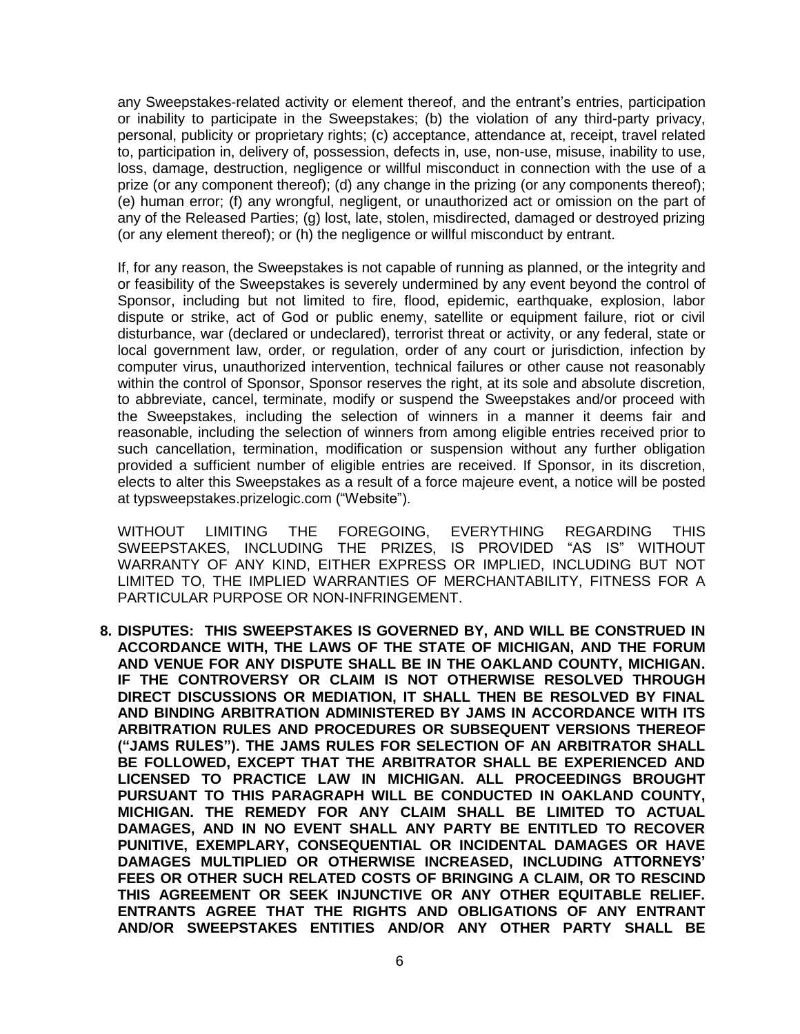any Sweepstakes-related activity or element thereof, and the entrant's entries, participation or inability to participate in the Sweepstakes; (b) the violation of any third-party privacy, personal, publicity or proprietary rights; (c) acceptance, attendance at, receipt, travel related to, participation in, delivery of, possession, defects in, use, non-use, misuse, inability to use, loss, damage, destruction, negligence or willful misconduct in connection with the use of a prize (or any component thereof); (d) any change in the prizing (or any components thereof); (e) human error; (f) any wrongful, negligent, or unauthorized act or omission on the part of any of the Released Parties; (g) lost, late, stolen, misdirected, damaged or destroyed prizing (or any element thereof); or (h) the negligence or willful misconduct by entrant.

If, for any reason, the Sweepstakes is not capable of running as planned, or the integrity and or feasibility of the Sweepstakes is severely undermined by any event beyond the control of Sponsor, including but not limited to fire, flood, epidemic, earthquake, explosion, labor dispute or strike, act of God or public enemy, satellite or equipment failure, riot or civil disturbance, war (declared or undeclared), terrorist threat or activity, or any federal, state or local government law, order, or regulation, order of any court or jurisdiction, infection by computer virus, unauthorized intervention, technical failures or other cause not reasonably within the control of Sponsor, Sponsor reserves the right, at its sole and absolute discretion, to abbreviate, cancel, terminate, modify or suspend the Sweepstakes and/or proceed with the Sweepstakes, including the selection of winners in a manner it deems fair and reasonable, including the selection of winners from among eligible entries received prior to such cancellation, termination, modification or suspension without any further obligation provided a sufficient number of eligible entries are received. If Sponsor, in its discretion, elects to alter this Sweepstakes as a result of a force majeure event, a notice will be posted at typsweepstakes.prizelogic.com ("Website").

WITHOUT LIMITING THE FOREGOING, EVERYTHING REGARDING THIS SWEEPSTAKES, INCLUDING THE PRIZES, IS PROVIDED "AS IS" WITHOUT WARRANTY OF ANY KIND, EITHER EXPRESS OR IMPLIED, INCLUDING BUT NOT LIMITED TO, THE IMPLIED WARRANTIES OF MERCHANTABILITY, FITNESS FOR A PARTICULAR PURPOSE OR NON-INFRINGEMENT.

**8. DISPUTES: THIS SWEEPSTAKES IS GOVERNED BY, AND WILL BE CONSTRUED IN ACCORDANCE WITH, THE LAWS OF THE STATE OF MICHIGAN, AND THE FORUM AND VENUE FOR ANY DISPUTE SHALL BE IN THE OAKLAND COUNTY, MICHIGAN. IF THE CONTROVERSY OR CLAIM IS NOT OTHERWISE RESOLVED THROUGH DIRECT DISCUSSIONS OR MEDIATION, IT SHALL THEN BE RESOLVED BY FINAL AND BINDING ARBITRATION ADMINISTERED BY JAMS IN ACCORDANCE WITH ITS ARBITRATION RULES AND PROCEDURES OR SUBSEQUENT VERSIONS THEREOF ("JAMS RULES"). THE JAMS RULES FOR SELECTION OF AN ARBITRATOR SHALL BE FOLLOWED, EXCEPT THAT THE ARBITRATOR SHALL BE EXPERIENCED AND LICENSED TO PRACTICE LAW IN MICHIGAN. ALL PROCEEDINGS BROUGHT PURSUANT TO THIS PARAGRAPH WILL BE CONDUCTED IN OAKLAND COUNTY, MICHIGAN. THE REMEDY FOR ANY CLAIM SHALL BE LIMITED TO ACTUAL DAMAGES, AND IN NO EVENT SHALL ANY PARTY BE ENTITLED TO RECOVER PUNITIVE, EXEMPLARY, CONSEQUENTIAL OR INCIDENTAL DAMAGES OR HAVE DAMAGES MULTIPLIED OR OTHERWISE INCREASED, INCLUDING ATTORNEYS' FEES OR OTHER SUCH RELATED COSTS OF BRINGING A CLAIM, OR TO RESCIND THIS AGREEMENT OR SEEK INJUNCTIVE OR ANY OTHER EQUITABLE RELIEF. ENTRANTS AGREE THAT THE RIGHTS AND OBLIGATIONS OF ANY ENTRANT AND/OR SWEEPSTAKES ENTITIES AND/OR ANY OTHER PARTY SHALL BE**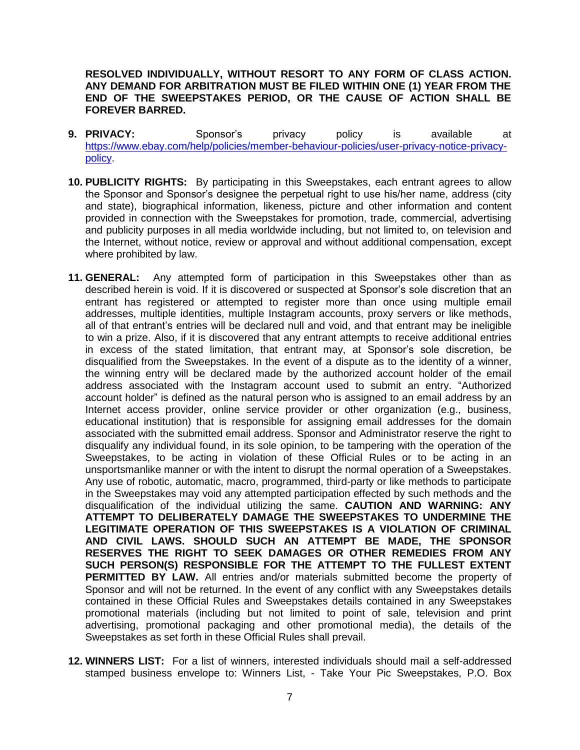**RESOLVED INDIVIDUALLY, WITHOUT RESORT TO ANY FORM OF CLASS ACTION. ANY DEMAND FOR ARBITRATION MUST BE FILED WITHIN ONE (1) YEAR FROM THE END OF THE SWEEPSTAKES PERIOD, OR THE CAUSE OF ACTION SHALL BE FOREVER BARRED.**

9. **PRIVACY:** Sponsor's privacy policy is available at [https://www.ebay.com/help/policies/member-behaviour-policies/user-privacy-notice-privacy-policy](https://www.ebay.com/help/policies/member-behaviour-policies/user-privacy-notice-privacy-policy).

10. **PUBLICITY RIGHTS:** By participating in this Sweepstakes, each entrant agrees to allow the Sponsor and Sponsor's designee the perpetual right to use his/her name, address (city and state), biographical information, likeness, picture and other information and content provided in connection with the Sweepstakes for promotion, trade, commercial, advertising and publicity purposes in all media worldwide including, but not limited to, on television and the Internet, without notice, review or approval and without additional compensation, except where prohibited by law.

11. **GENERAL:** Any attempted form of participation in this Sweepstakes other than as described herein is void. If it is discovered or suspected at Sponsor's sole discretion that an entrant has registered or attempted to register more than once using multiple email addresses, multiple identities, multiple Instagram accounts, proxy servers or like methods, all of that entrant's entries will be declared null and void, and that entrant may be ineligible to win a prize. Also, if it is discovered that any entrant attempts to receive additional entries in excess of the stated limitation, that entrant may, at Sponsor's sole discretion, be disqualified from the Sweepstakes. In the event of a dispute as to the identity of a winner, the winning entry will be declared made by the authorized account holder of the email address associated with the Instagram account used to submit an entry. "Authorized account holder" is defined as the natural person who is assigned to an email address by an Internet access provider, online service provider or other organization (e.g., business, educational institution) that is responsible for assigning email addresses for the domain associated with the submitted email address. Sponsor and Administrator reserve the right to disqualify any individual found, in its sole opinion, to be tampering with the operation of the Sweepstakes, to be acting in violation of these Official Rules or to be acting in an unsportsmanlike manner or with the intent to disrupt the normal operation of a Sweepstakes. Any use of robotic, automatic, macro, programmed, third-party or like methods to participate in the Sweepstakes may void any attempted participation effected by such methods and the disqualification of the individual utilizing the same. **CAUTION AND WARNING: ANY ATTEMPT TO DELIBERATELY DAMAGE THE SWEEPSTAKES TO UNDERMINE THE LEGITIMATE OPERATION OF THIS SWEEPSTAKES IS A VIOLATION OF CRIMINAL AND CIVIL LAWS. SHOULD SUCH AN ATTEMPT BE MADE, THE SPONSOR RESERVES THE RIGHT TO SEEK DAMAGES OR OTHER REMEDIES FROM ANY SUCH PERSON(S) RESPONSIBLE FOR THE ATTEMPT TO THE FULLEST EXTENT PERMITTED BY LAW.** All entries and/or materials submitted become the property of Sponsor and will not be returned. In the event of any conflict with any Sweepstakes details contained in these Official Rules and Sweepstakes details contained in any Sweepstakes promotional materials (including but not limited to point of sale, television and print advertising, promotional packaging and other promotional media), the details of the Sweepstakes as set forth in these Official Rules shall prevail.

12. **WINNERS LIST:** For a list of winners, interested individuals should mail a self-addressed stamped business envelope to: Winners List, - Take Your Pic Sweepstakes, P.O. Box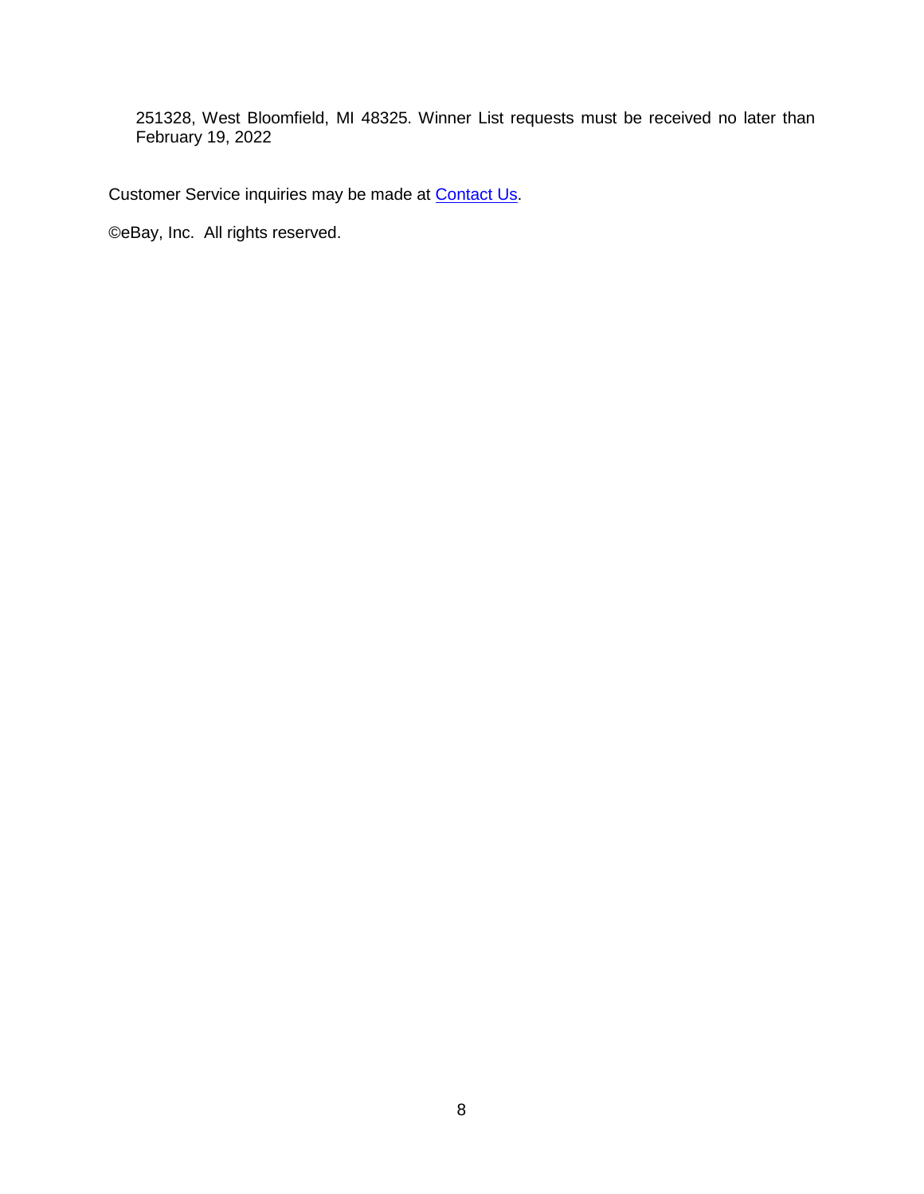251328, West Bloomfield, MI 48325. Winner List requests must be received no later than February 19, 2022

Customer Service inquiries may be made at Contact Us.

©eBay, Inc. All rights reserved.